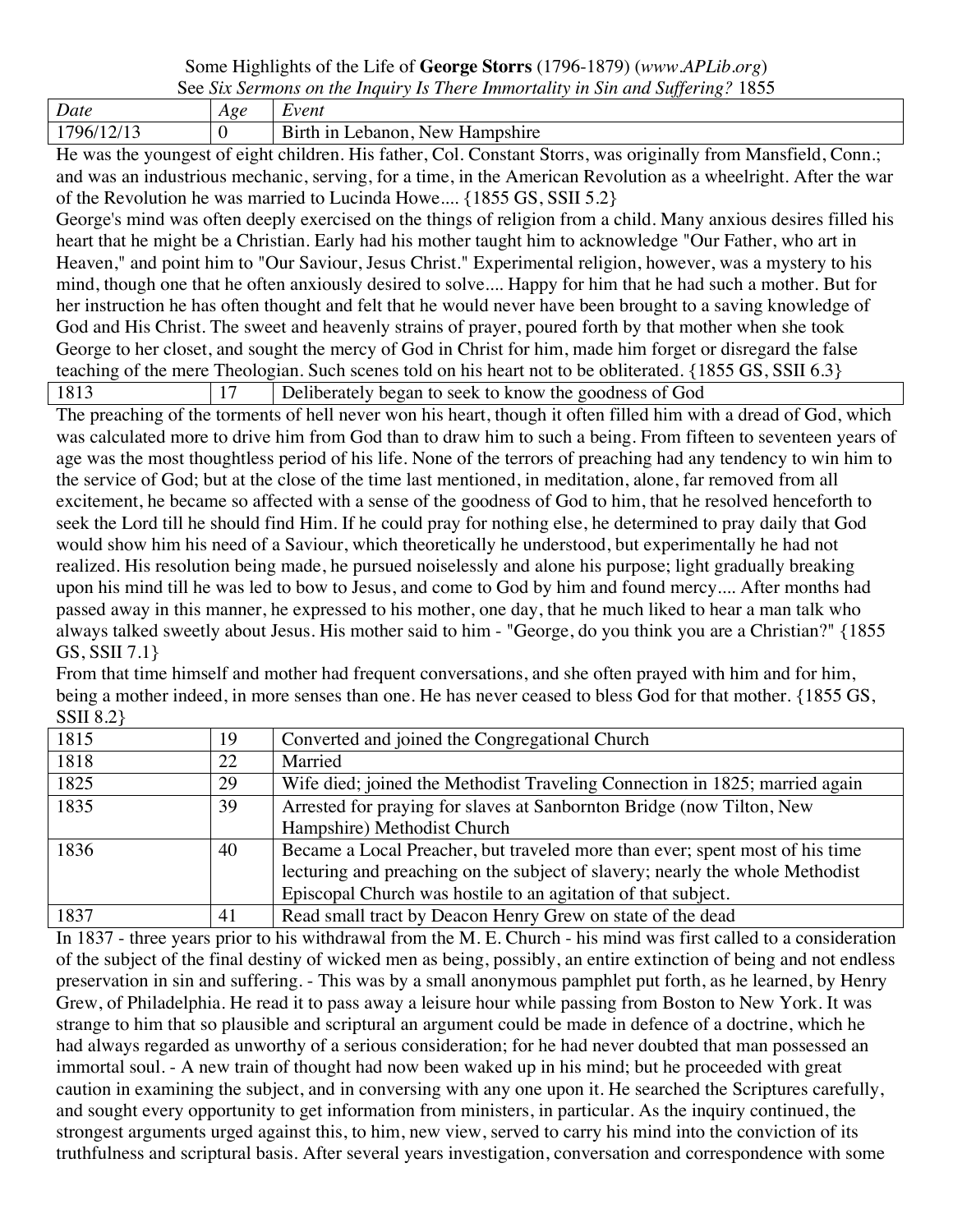Some Highlights of the Life of **George Storrs** (1796-1879) (*www.APLib.org*)

See *Six Sermons on the Inquiry Is There Immortality in Sin and Suffering?* 1855

| *Date* | *Age* | *Event* |
|---|---|---|
| 1796/12/13 | 0 | Birth in Lebanon, New Hampshire |

He was the youngest of eight children. His father, Col. Constant Storrs, was originally from Mansfield, Conn.; and was an industrious mechanic, serving, for a time, in the American Revolution as a wheelright. After the war of the Revolution he was married to Lucinda Howe.... {1855 GS, SSII 5.2}

George's mind was often deeply exercised on the things of religion from a child. Many anxious desires filled his heart that he might be a Christian. Early had his mother taught him to acknowledge "Our Father, who art in Heaven," and point him to "Our Saviour, Jesus Christ." Experimental religion, however, was a mystery to his mind, though one that he often anxiously desired to solve.... Happy for him that he had such a mother. But for her instruction he has often thought and felt that he would never have been brought to a saving knowledge of God and His Christ. The sweet and heavenly strains of prayer, poured forth by that mother when she took George to her closet, and sought the mercy of God in Christ for him, made him forget or disregard the false teaching of the mere Theologian. Such scenes told on his heart not to be obliterated. {1855 GS, SSII 6.3}

| | | |
|---|---|---|
| 1813 | 17 | Deliberately began to seek to know the goodness of God |

The preaching of the torments of hell never won his heart, though it often filled him with a dread of God, which was calculated more to drive him from God than to draw him to such a being. From fifteen to seventeen years of age was the most thoughtless period of his life. None of the terrors of preaching had any tendency to win him to the service of God; but at the close of the time last mentioned, in meditation, alone, far removed from all excitement, he became so affected with a sense of the goodness of God to him, that he resolved henceforth to seek the Lord till he should find Him. If he could pray for nothing else, he determined to pray daily that God would show him his need of a Saviour, which theoretically he understood, but experimentally he had not realized. His resolution being made, he pursued noiselessly and alone his purpose; light gradually breaking upon his mind till he was led to bow to Jesus, and come to God by him and found mercy.... After months had passed away in this manner, he expressed to his mother, one day, that he much liked to hear a man talk who always talked sweetly about Jesus. His mother said to him - "George, do you think you are a Christian?" {1855 GS, SSII 7.1}

From that time himself and mother had frequent conversations, and she often prayed with him and for him, being a mother indeed, in more senses than one. He has never ceased to bless God for that mother. {1855 GS, SSII 8.2}

| | | |
|---|---|---|
| 1815 | 19 | Converted and joined the Congregational Church |
| 1818 | 22 | Married |
| 1825 | 29 | Wife died; joined the Methodist Traveling Connection in 1825; married again |
| 1835 | 39 | Arrested for praying for slaves at Sanbornton Bridge (now Tilton, New Hampshire) Methodist Church |
| 1836 | 40 | Became a Local Preacher, but traveled more than ever; spent most of his time lecturing and preaching on the subject of slavery; nearly the whole Methodist Episcopal Church was hostile to an agitation of that subject. |
| 1837 | 41 | Read small tract by Deacon Henry Grew on state of the dead |

In 1837 - three years prior to his withdrawal from the M. E. Church - his mind was first called to a consideration of the subject of the final destiny of wicked men as being, possibly, an entire extinction of being and not endless preservation in sin and suffering. - This was by a small anonymous pamphlet put forth, as he learned, by Henry Grew, of Philadelphia. He read it to pass away a leisure hour while passing from Boston to New York. It was strange to him that so plausible and scriptural an argument could be made in defence of a doctrine, which he had always regarded as unworthy of a serious consideration; for he had never doubted that man possessed an immortal soul. - A new train of thought had now been waked up in his mind; but he proceeded with great caution in examining the subject, and in conversing with any one upon it. He searched the Scriptures carefully, and sought every opportunity to get information from ministers, in particular. As the inquiry continued, the strongest arguments urged against this, to him, new view, served to carry his mind into the conviction of its truthfulness and scriptural basis. After several years investigation, conversation and correspondence with some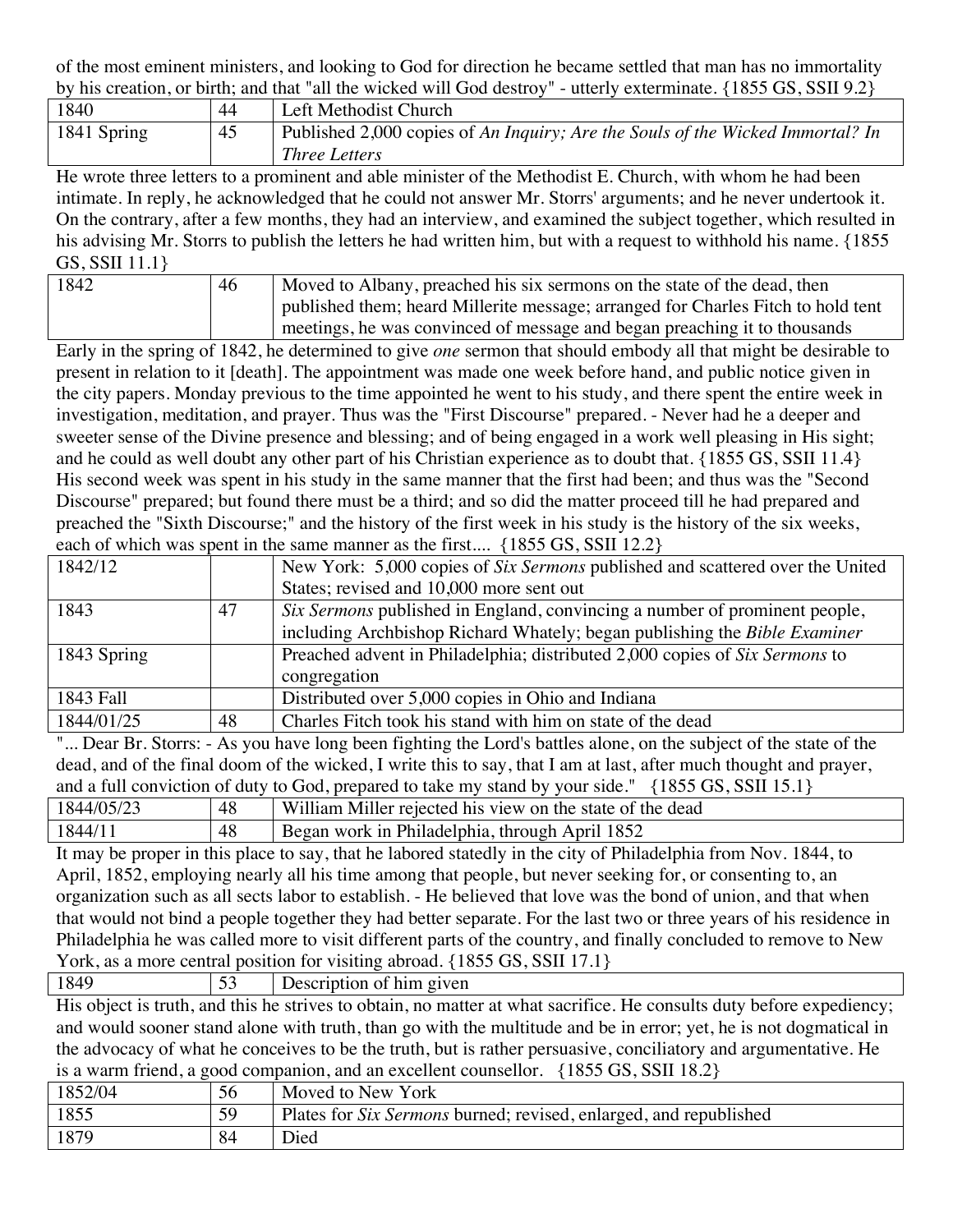of the most eminent ministers, and looking to God for direction he became settled that man has no immortality by his creation, or birth; and that "all the wicked will God destroy" - utterly exterminate. {1855 GS, SSII 9.2}

| | | |
|---|---|---|
| 1840 | 44 | Left Methodist Church |
| 1841 Spring | 45 | Published 2,000 copies of *An Inquiry; Are the Souls of the Wicked Immortal? In Three Letters* |

He wrote three letters to a prominent and able minister of the Methodist E. Church, with whom he had been intimate. In reply, he acknowledged that he could not answer Mr. Storrs' arguments; and he never undertook it. On the contrary, after a few months, they had an interview, and examined the subject together, which resulted in his advising Mr. Storrs to publish the letters he had written him, but with a request to withhold his name. {1855 GS, SSII 11.1}

| | | |
|---|---|---|
| 1842 | 46 | Moved to Albany, preached his six sermons on the state of the dead, then published them; heard Millerite message; arranged for Charles Fitch to hold tent meetings, he was convinced of message and began preaching it to thousands |

Early in the spring of 1842, he determined to give *one* sermon that should embody all that might be desirable to present in relation to it [death]. The appointment was made one week before hand, and public notice given in the city papers. Monday previous to the time appointed he went to his study, and there spent the entire week in investigation, meditation, and prayer. Thus was the "First Discourse" prepared. - Never had he a deeper and sweeter sense of the Divine presence and blessing; and of being engaged in a work well pleasing in His sight; and he could as well doubt any other part of his Christian experience as to doubt that. {1855 GS, SSII 11.4} His second week was spent in his study in the same manner that the first had been; and thus was the "Second Discourse" prepared; but found there must be a third; and so did the matter proceed till he had prepared and preached the "Sixth Discourse;" and the history of the first week in his study is the history of the six weeks, each of which was spent in the same manner as the first.... {1855 GS, SSII 12.2}

| | | |
|---|---|---|
| 1842/12 | | New York: 5,000 copies of *Six Sermons* published and scattered over the United States; revised and 10,000 more sent out |
| 1843 | 47 | *Six Sermons* published in England, convincing a number of prominent people, including Archbishop Richard Whately; began publishing the *Bible Examiner* |
| 1843 Spring | | Preached advent in Philadelphia; distributed 2,000 copies of *Six Sermons* to congregation |
| 1843 Fall | | Distributed over 5,000 copies in Ohio and Indiana |
| 1844/01/25 | 48 | Charles Fitch took his stand with him on state of the dead |

"... Dear Br. Storrs: - As you have long been fighting the Lord's battles alone, on the subject of the state of the dead, and of the final doom of the wicked, I write this to say, that I am at last, after much thought and prayer, and a full conviction of duty to God, prepared to take my stand by your side." {1855 GS, SSII 15.1}

| | | |
|---|---|---|
| 1844/05/23 | 48 | William Miller rejected his view on the state of the dead |
| 1844/11 | 48 | Began work in Philadelphia, through April 1852 |

It may be proper in this place to say, that he labored statedly in the city of Philadelphia from Nov. 1844, to April, 1852, employing nearly all his time among that people, but never seeking for, or consenting to, an organization such as all sects labor to establish. - He believed that love was the bond of union, and that when that would not bind a people together they had better separate. For the last two or three years of his residence in Philadelphia he was called more to visit different parts of the country, and finally concluded to remove to New York, as a more central position for visiting abroad. {1855 GS, SSII 17.1}

| | | |
|---|---|---|
| 1849 | 53 | Description of him given |

His object is truth, and this he strives to obtain, no matter at what sacrifice. He consults duty before expediency; and would sooner stand alone with truth, than go with the multitude and be in error; yet, he is not dogmatical in the advocacy of what he conceives to be the truth, but is rather persuasive, conciliatory and argumentative. He is a warm friend, a good companion, and an excellent counsellor. {1855 GS, SSII 18.2}

| | | |
|---|---|---|
| 1852/04 | 56 | Moved to New York |
| 1855 | 59 | Plates for *Six Sermons* burned; revised, enlarged, and republished |
| 1879 | 84 | Died |